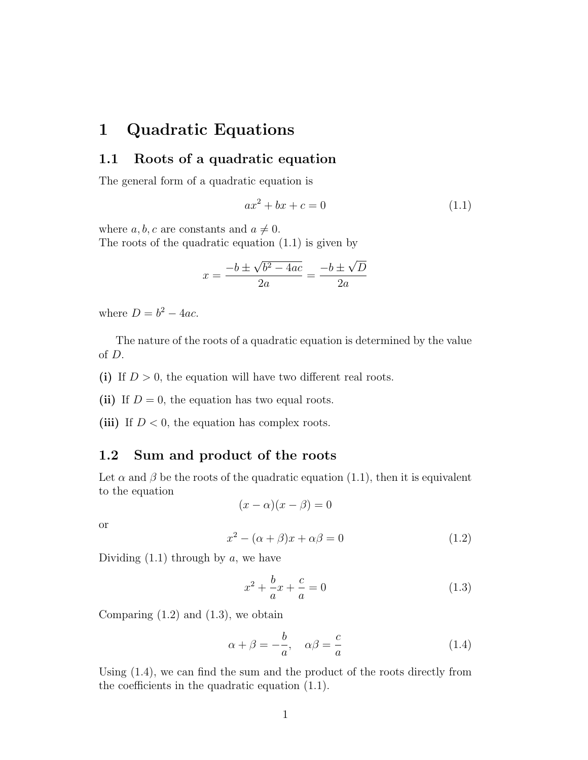# 1 Quadratic Equations

## 1.1 Roots of a quadratic equation

The general form of a quadratic equation is

$$ax^2 + bx + c = 0 \tag{1.1}$$

where $a, b, c$ are constants and $a \neq 0$.
The roots of the quadratic equation (1.1) is given by

$$x = \frac{-b \pm \sqrt{b^2 - 4ac}}{2a} = \frac{-b \pm \sqrt{D}}{2a}$$

where $D = b^2 - 4ac$.

The nature of the roots of a quadratic equation is determined by the value of $D$.

**(i)** If $D > 0$, the equation will have two different real roots.

**(ii)** If $D = 0$, the equation has two equal roots.

**(iii)** If $D < 0$, the equation has complex roots.

## 1.2 Sum and product of the roots

Let $\alpha$ and $\beta$ be the roots of the quadratic equation (1.1), then it is equivalent to the equation

$$(x - \alpha)(x - \beta) = 0$$

or

$$x^2 - (\alpha + \beta)x + \alpha\beta = 0 \tag{1.2}$$

Dividing (1.1) through by $a$, we have

$$x^2 + \frac{b}{a}x + \frac{c}{a} = 0 \tag{1.3}$$

Comparing (1.2) and (1.3), we obtain

$$\alpha + \beta = -\frac{b}{a}, \quad \alpha\beta = \frac{c}{a} \tag{1.4}$$

Using (1.4), we can find the sum and the product of the roots directly from the coefficients in the quadratic equation (1.1).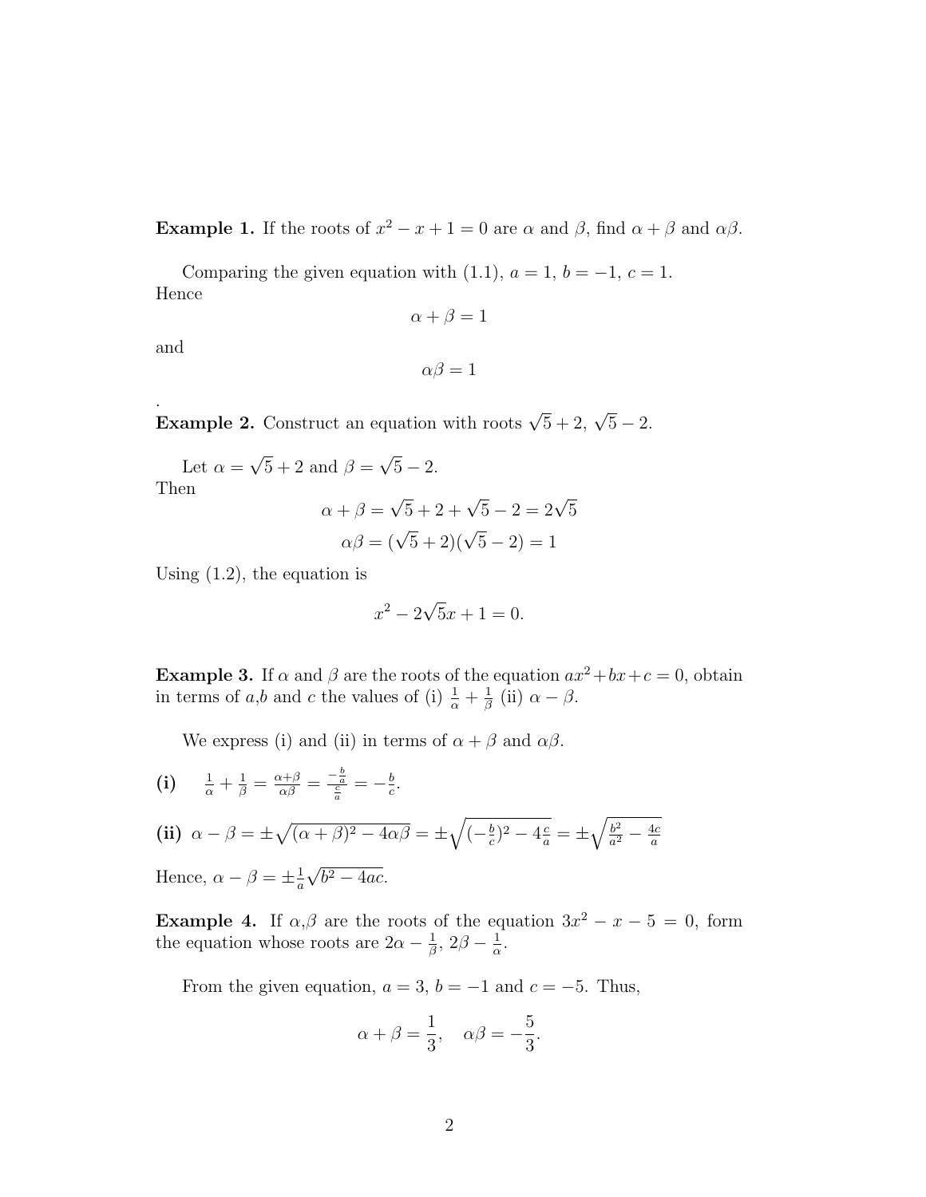**Example 1.** If the roots of $x^2 - x + 1 = 0$ are $\alpha$ and $\beta$, find $\alpha + \beta$ and $\alpha\beta$.

Comparing the given equation with (1.1), $a = 1$, $b = -1$, $c = 1$.
Hence

$$\alpha + \beta = 1$$

and

$$\alpha\beta = 1$$

.

**Example 2.** Construct an equation with roots $\sqrt{5} + 2$, $\sqrt{5} - 2$.

Let $\alpha = \sqrt{5} + 2$ and $\beta = \sqrt{5} - 2$.
Then

$$\alpha + \beta = \sqrt{5} + 2 + \sqrt{5} - 2 = 2\sqrt{5}$$

$$\alpha\beta = (\sqrt{5} + 2)(\sqrt{5} - 2) = 1$$

Using (1.2), the equation is

$$x^2 - 2\sqrt{5}x + 1 = 0.$$

**Example 3.** If $\alpha$ and $\beta$ are the roots of the equation $ax^2 + bx + c = 0$, obtain in terms of $a$,$b$ and $c$ the values of (i) $\frac{1}{\alpha} + \frac{1}{\beta}$ (ii) $\alpha - \beta$.

We express (i) and (ii) in terms of $\alpha + \beta$ and $\alpha\beta$.

**(i)** $\frac{1}{\alpha} + \frac{1}{\beta} = \frac{\alpha+\beta}{\alpha\beta} = \frac{-\frac{b}{a}}{\frac{c}{a}} = -\frac{b}{c}$.

**(ii)** $\alpha - \beta = \pm\sqrt{(\alpha + \beta)^2 - 4\alpha\beta} = \pm\sqrt{(-\frac{b}{c})^2 - 4\frac{c}{a}} = \pm\sqrt{\frac{b^2}{a^2} - \frac{4c}{a}}$

Hence, $\alpha - \beta = \pm\frac{1}{a}\sqrt{b^2 - 4ac}$.

**Example 4.** If $\alpha$,$\beta$ are the roots of the equation $3x^2 - x - 5 = 0$, form the equation whose roots are $2\alpha - \frac{1}{\beta}$, $2\beta - \frac{1}{\alpha}$.

From the given equation, $a = 3$, $b = -1$ and $c = -5$. Thus,

$$\alpha + \beta = \frac{1}{3}, \quad \alpha\beta = -\frac{5}{3}.$$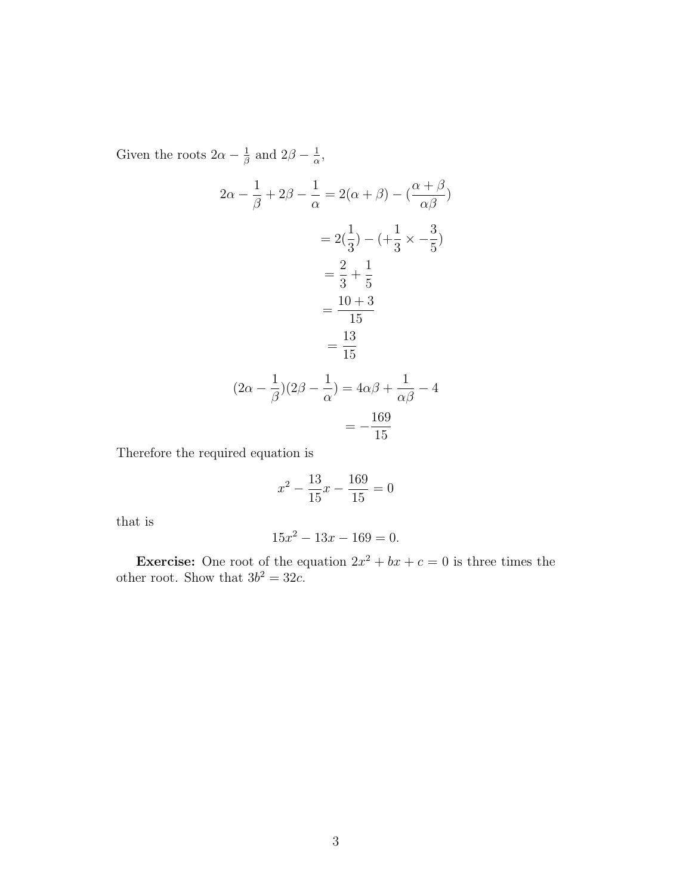Given the roots $2\alpha - \frac{1}{\beta}$ and $2\beta - \frac{1}{\alpha}$,

$$
\begin{aligned}
2\alpha - \frac{1}{\beta} + 2\beta - \frac{1}{\alpha} &= 2(\alpha + \beta) - (\frac{\alpha + \beta}{\alpha\beta}) \\
&= 2(\frac{1}{3}) - (+\frac{1}{3} \times -\frac{3}{5}) \\
&= \frac{2}{3} + \frac{1}{5} \\
&= \frac{10 + 3}{15} \\
&= \frac{13}{15}
\end{aligned}
$$

$$
\begin{aligned}
(2\alpha - \frac{1}{\beta})(2\beta - \frac{1}{\alpha}) &= 4\alpha\beta + \frac{1}{\alpha\beta} - 4 \\
&= -\frac{169}{15}
\end{aligned}
$$

Therefore the required equation is

$$x^2 - \frac{13}{15}x - \frac{169}{15} = 0$$

that is

$$15x^2 - 13x - 169 = 0.$$

**Exercise:** One root of the equation $2x^2 + bx + c = 0$ is three times the other root. Show that $3b^2 = 32c$.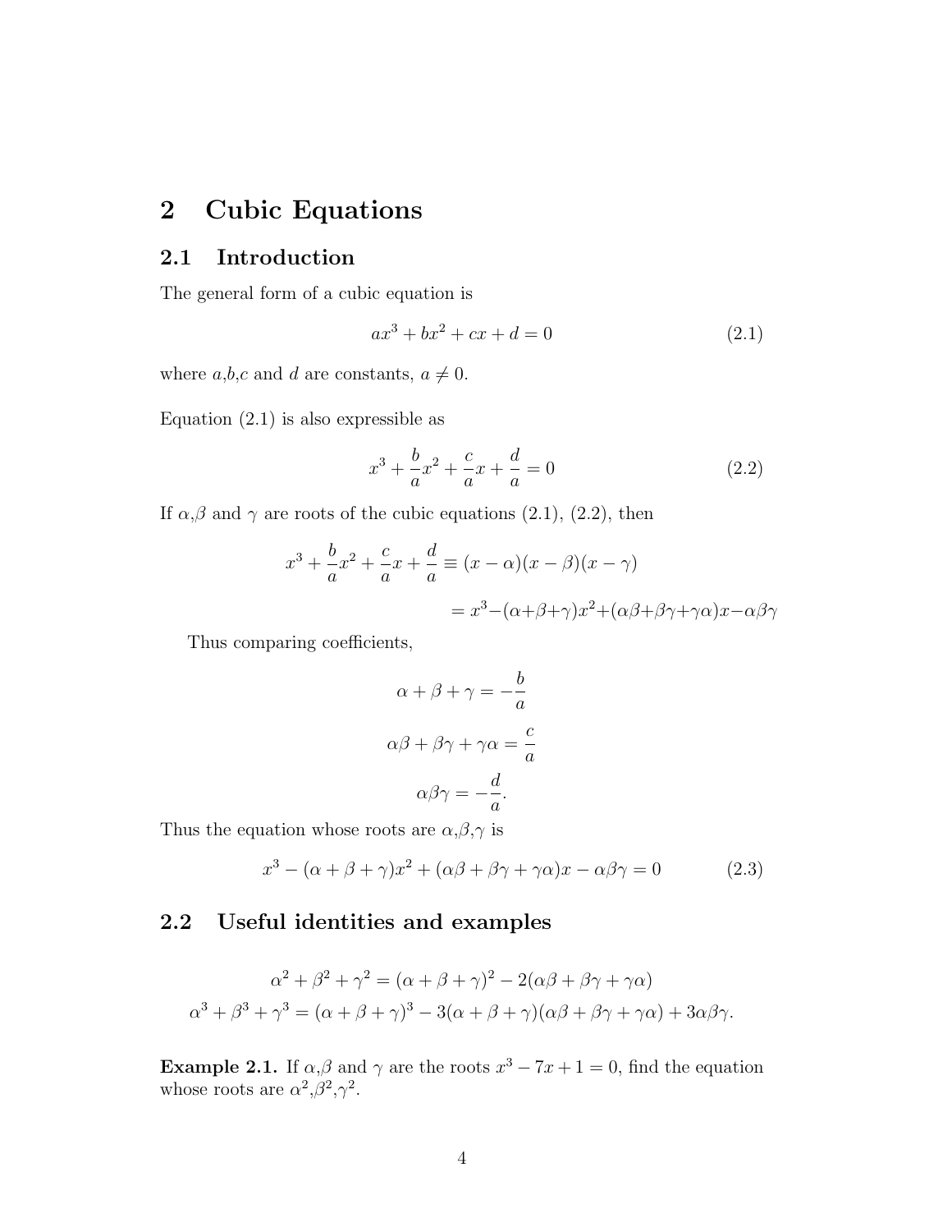# 2 Cubic Equations

## 2.1 Introduction

The general form of a cubic equation is

$$ax^3 + bx^2 + cx + d = 0 \tag{2.1}$$

where $a$,$b$,$c$ and $d$ are constants, $a \neq 0$.

Equation (2.1) is also expressible as

$$x^3 + \frac{b}{a}x^2 + \frac{c}{a}x + \frac{d}{a} = 0 \tag{2.2}$$

If $\alpha$,$\beta$ and $\gamma$ are roots of the cubic equations (2.1), (2.2), then

$$x^3 + \frac{b}{a}x^2 + \frac{c}{a}x + \frac{d}{a} \equiv (x-\alpha)(x-\beta)(x-\gamma)$$

$$= x^3 - (\alpha+\beta+\gamma)x^2 + (\alpha\beta+\beta\gamma+\gamma\alpha)x - \alpha\beta\gamma$$

Thus comparing coefficients,

$$\alpha + \beta + \gamma = -\frac{b}{a}$$

$$\alpha\beta + \beta\gamma + \gamma\alpha = \frac{c}{a}$$

$$\alpha\beta\gamma = -\frac{d}{a}.$$

Thus the equation whose roots are $\alpha$,$\beta$,$\gamma$ is

$$x^3 - (\alpha + \beta + \gamma)x^2 + (\alpha\beta + \beta\gamma + \gamma\alpha)x - \alpha\beta\gamma = 0 \tag{2.3}$$

## 2.2 Useful identities and examples

$$\alpha^2 + \beta^2 + \gamma^2 = (\alpha + \beta + \gamma)^2 - 2(\alpha\beta + \beta\gamma + \gamma\alpha)$$

$$\alpha^3 + \beta^3 + \gamma^3 = (\alpha + \beta + \gamma)^3 - 3(\alpha + \beta + \gamma)(\alpha\beta + \beta\gamma + \gamma\alpha) + 3\alpha\beta\gamma.$$

**Example 2.1.** If $\alpha$,$\beta$ and $\gamma$ are the roots $x^3 - 7x + 1 = 0$, find the equation whose roots are $\alpha^2$,$\beta^2$,$\gamma^2$.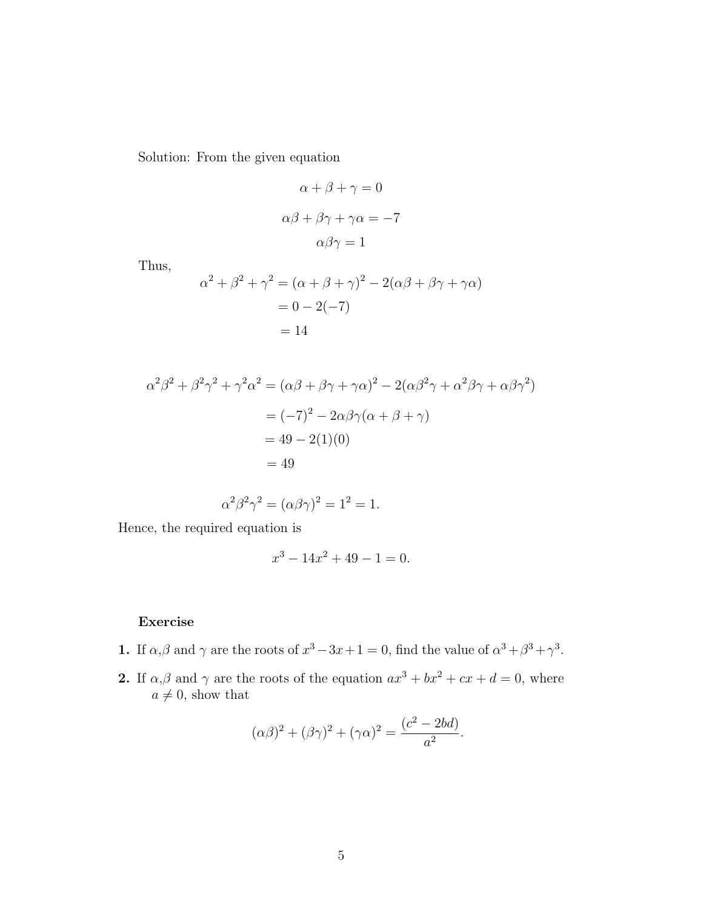Solution: From the given equation

$$\alpha + \beta + \gamma = 0$$

$$\alpha\beta + \beta\gamma + \gamma\alpha = -7$$

$$\alpha\beta\gamma = 1$$

Thus,

$$\begin{aligned}
\alpha^2 + \beta^2 + \gamma^2 &= (\alpha + \beta + \gamma)^2 - 2(\alpha\beta + \beta\gamma + \gamma\alpha) \\
&= 0 - 2(-7) \\
&= 14
\end{aligned}$$

$$\begin{aligned}
\alpha^2\beta^2 + \beta^2\gamma^2 + \gamma^2\alpha^2 &= (\alpha\beta + \beta\gamma + \gamma\alpha)^2 - 2(\alpha\beta^2\gamma + \alpha^2\beta\gamma + \alpha\beta\gamma^2) \\
&= (-7)^2 - 2\alpha\beta\gamma(\alpha + \beta + \gamma) \\
&= 49 - 2(1)(0) \\
&= 49
\end{aligned}$$

$$\alpha^2\beta^2\gamma^2 = (\alpha\beta\gamma)^2 = 1^2 = 1.$$

Hence, the required equation is

$$x^3 - 14x^2 + 49 - 1 = 0.$$

**Exercise**

**1.** If $\alpha$,$\beta$ and $\gamma$ are the roots of $x^3 - 3x + 1 = 0$, find the value of $\alpha^3 + \beta^3 + \gamma^3$.

**2.** If $\alpha$,$\beta$ and $\gamma$ are the roots of the equation $ax^3 + bx^2 + cx + d = 0$, where $a \neq 0$, show that

$$(\alpha\beta)^2 + (\beta\gamma)^2 + (\gamma\alpha)^2 = \frac{(c^2 - 2bd)}{a^2}.$$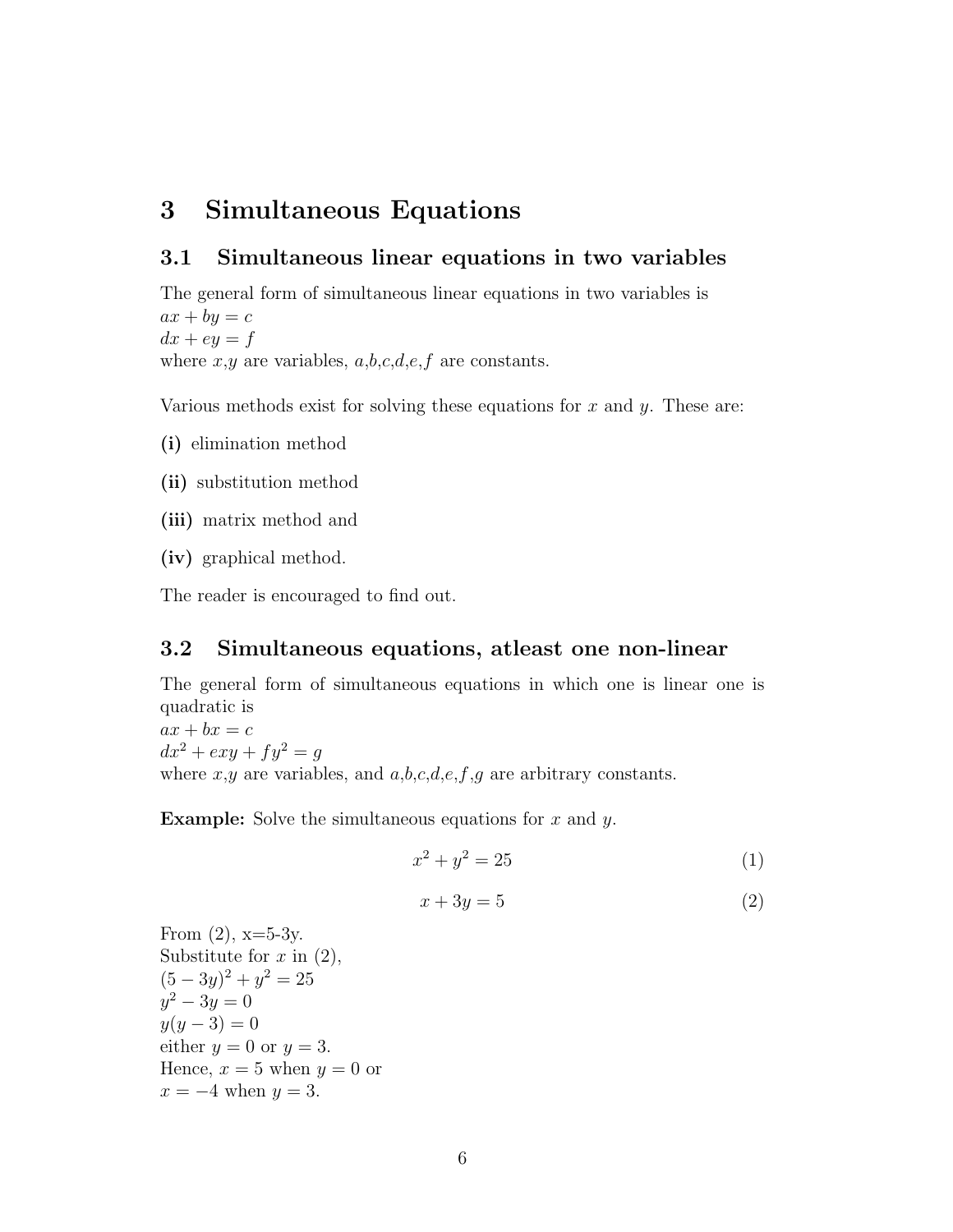# 3 Simultaneous Equations

## 3.1 Simultaneous linear equations in two variables

The general form of simultaneous linear equations in two variables is
$ax + by = c$
$dx + ey = f$
where $x$,$y$ are variables, $a$,$b$,$c$,$d$,$e$,$f$ are constants.

Various methods exist for solving these equations for $x$ and $y$. These are:

**(i)** elimination method

**(ii)** substitution method

**(iii)** matrix method and

**(iv)** graphical method.

The reader is encouraged to find out.

## 3.2 Simultaneous equations, atleast one non-linear

The general form of simultaneous equations in which one is linear one is quadratic is
$ax + bx = c$
$dx^2 + exy + fy^2 = g$
where $x$,$y$ are variables, and $a$,$b$,$c$,$d$,$e$,$f$,$g$ are arbitrary constants.

**Example:** Solve the simultaneous equations for $x$ and $y$.

$$x^2 + y^2 = 25 \tag{1}$$

$$x + 3y = 5 \tag{2}$$

From (2), x=5-3y.
Substitute for $x$ in (2),
$(5 - 3y)^2 + y^2 = 25$
$y^2 - 3y = 0$
$y(y - 3) = 0$
either $y = 0$ or $y = 3$.
Hence, $x = 5$ when $y = 0$ or
$x = -4$ when $y = 3$.